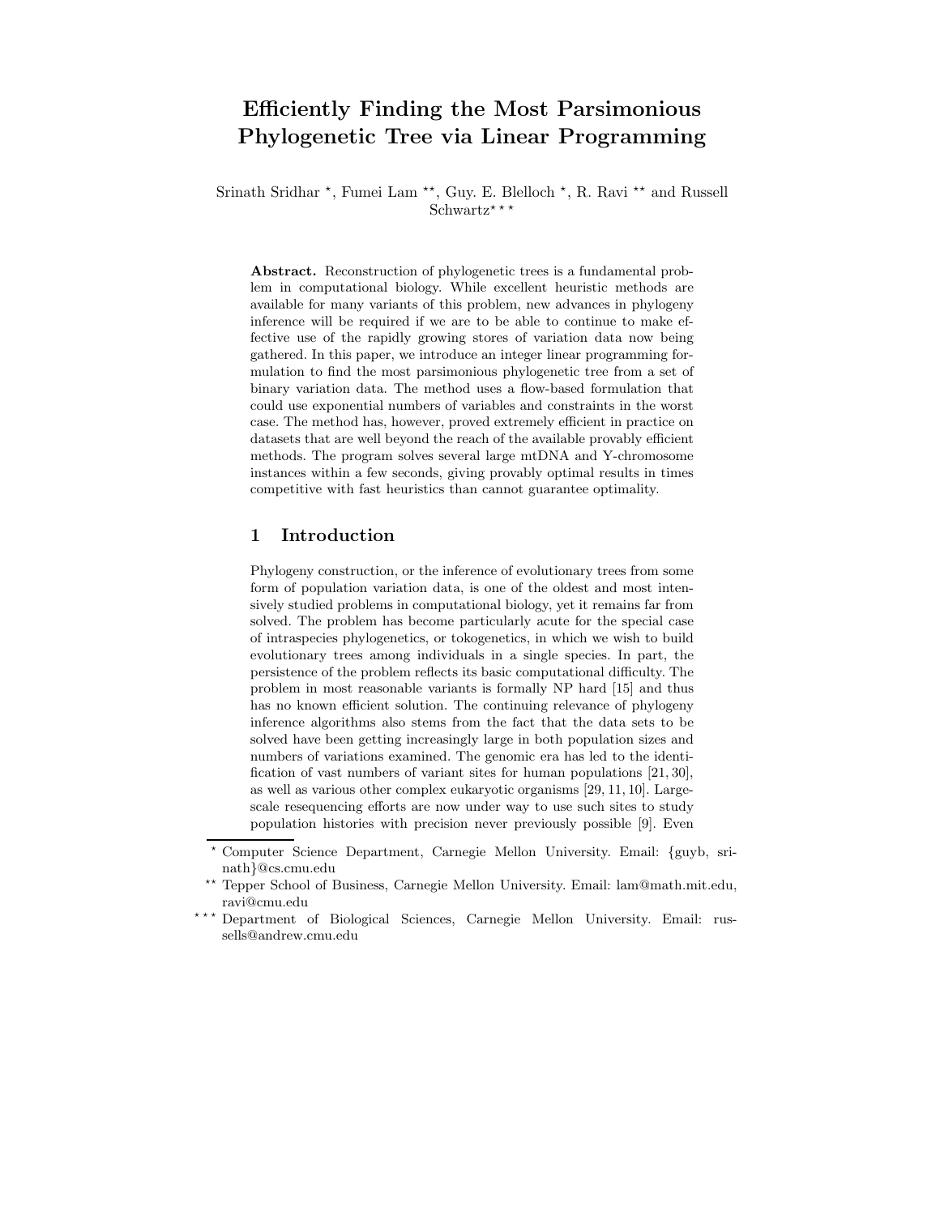# Efficiently Finding the Most Parsimonious Phylogenetic Tree via Linear Programming

Srinath Sridhar $\star$, Fumei Lam $\star\star$, Guy. E. Blelloch $\star$, R. Ravi $\star\star$ and Russell Schwartz$\star\star\star$

**Abstract.** Reconstruction of phylogenetic trees is a fundamental problem in computational biology. While excellent heuristic methods are available for many variants of this problem, new advances in phylogeny inference will be required if we are to be able to continue to make effective use of the rapidly growing stores of variation data now being gathered. In this paper, we introduce an integer linear programming formulation to find the most parsimonious phylogenetic tree from a set of binary variation data. The method uses a flow-based formulation that could use exponential numbers of variables and constraints in the worst case. The method has, however, proved extremely efficient in practice on datasets that are well beyond the reach of the available provably efficient methods. The program solves several large mtDNA and Y-chromosome instances within a few seconds, giving provably optimal results in times competitive with fast heuristics than cannot guarantee optimality.

## 1 Introduction

Phylogeny construction, or the inference of evolutionary trees from some form of population variation data, is one of the oldest and most intensively studied problems in computational biology, yet it remains far from solved. The problem has become particularly acute for the special case of intraspecies phylogenetics, or tokogenetics, in which we wish to build evolutionary trees among individuals in a single species. In part, the persistence of the problem reflects its basic computational difficulty. The problem in most reasonable variants is formally NP hard [15] and thus has no known efficient solution. The continuing relevance of phylogeny inference algorithms also stems from the fact that the data sets to be solved have been getting increasingly large in both population sizes and numbers of variations examined. The genomic era has led to the identification of vast numbers of variant sites for human populations [21, 30], as well as various other complex eukaryotic organisms [29, 11, 10]. Large-scale resequencing efforts are now under way to use such sites to study population histories with precision never previously possible [9]. Even

$\star$ Computer Science Department, Carnegie Mellon University. Email: {guyb, srinath}@cs.cmu.edu

$\star\star$ Tepper School of Business, Carnegie Mellon University. Email: lam@math.mit.edu, ravi@cmu.edu

$\star\star\star$ Department of Biological Sciences, Carnegie Mellon University. Email: russells@andrew.cmu.edu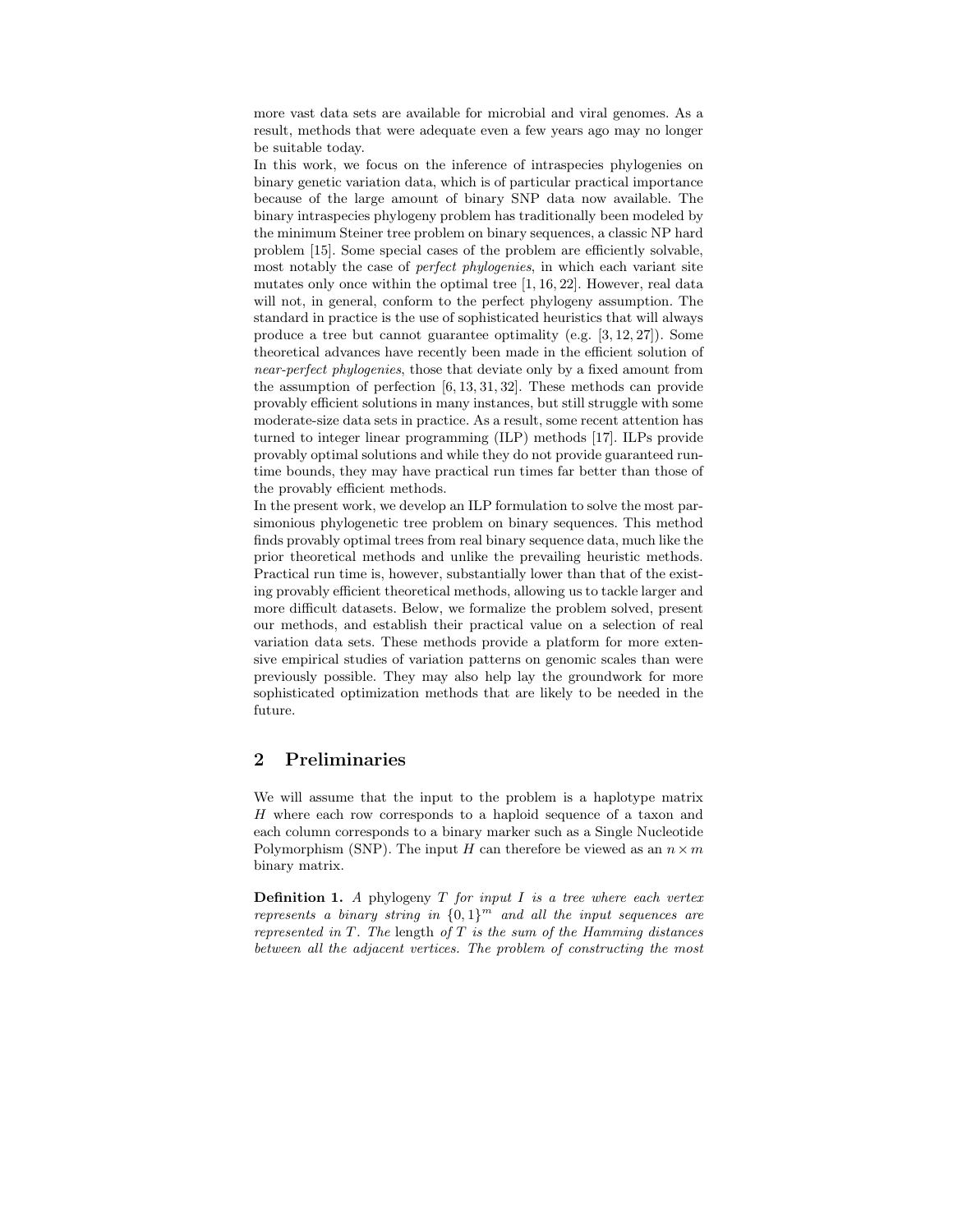more vast data sets are available for microbial and viral genomes. As a result, methods that were adequate even a few years ago may no longer be suitable today.

In this work, we focus on the inference of intraspecies phylogenies on binary genetic variation data, which is of particular practical importance because of the large amount of binary SNP data now available. The binary intraspecies phylogeny problem has traditionally been modeled by the minimum Steiner tree problem on binary sequences, a classic NP hard problem [15]. Some special cases of the problem are efficiently solvable, most notably the case of *perfect phylogenies*, in which each variant site mutates only once within the optimal tree [1, 16, 22]. However, real data will not, in general, conform to the perfect phylogeny assumption. The standard in practice is the use of sophisticated heuristics that will always produce a tree but cannot guarantee optimality (e.g. [3, 12, 27]). Some theoretical advances have recently been made in the efficient solution of *near-perfect phylogenies*, those that deviate only by a fixed amount from the assumption of perfection [6, 13, 31, 32]. These methods can provide provably efficient solutions in many instances, but still struggle with some moderate-size data sets in practice. As a result, some recent attention has turned to integer linear programming (ILP) methods [17]. ILPs provide provably optimal solutions and while they do not provide guaranteed run-time bounds, they may have practical run times far better than those of the provably efficient methods.

In the present work, we develop an ILP formulation to solve the most parsimonious phylogenetic tree problem on binary sequences. This method finds provably optimal trees from real binary sequence data, much like the prior theoretical methods and unlike the prevailing heuristic methods. Practical run time is, however, substantially lower than that of the existing provably efficient theoretical methods, allowing us to tackle larger and more difficult datasets. Below, we formalize the problem solved, present our methods, and establish their practical value on a selection of real variation data sets. These methods provide a platform for more extensive empirical studies of variation patterns on genomic scales than were previously possible. They may also help lay the groundwork for more sophisticated optimization methods that are likely to be needed in the future.

## 2 Preliminaries

We will assume that the input to the problem is a haplotype matrix $H$ where each row corresponds to a haploid sequence of a taxon and each column corresponds to a binary marker such as a Single Nucleotide Polymorphism (SNP). The input $H$ can therefore be viewed as an $n \times m$ binary matrix.

**Definition 1.** *A* phylogeny *$T$ for input $I$ is a tree where each vertex represents a binary string in $\{0,1\}^m$ and all the input sequences are represented in $T$. The* length *of $T$ is the sum of the Hamming distances between all the adjacent vertices. The problem of constructing the most*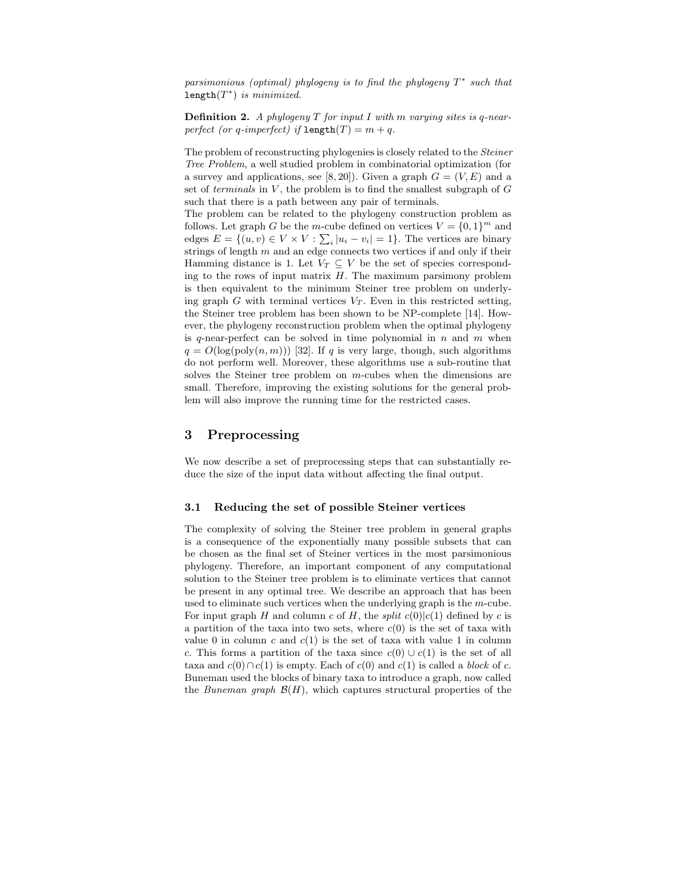*parsimonious (optimal) phylogeny is to find the phylogeny $T^*$ such that* $\texttt{length}(T^*)$ *is minimized.*

**Definition 2.** *A phylogeny $T$ for input $I$ with $m$ varying sites is $q$-near-perfect (or $q$-imperfect) if* $\texttt{length}(T) = m + q$.

The problem of reconstructing phylogenies is closely related to the *Steiner Tree Problem*, a well studied problem in combinatorial optimization (for a survey and applications, see [8, 20]). Given a graph $G = (V, E)$ and a set of *terminals* in $V$, the problem is to find the smallest subgraph of $G$ such that there is a path between any pair of terminals.
The problem can be related to the phylogeny construction problem as follows. Let graph $G$ be the $m$-cube defined on vertices $V = \{0, 1\}^m$ and edges $E = \{(u, v) \in V \times V : \sum_i |u_i - v_i| = 1\}$. The vertices are binary strings of length $m$ and an edge connects two vertices if and only if their Hamming distance is 1. Let $V_T \subseteq V$ be the set of species corresponding to the rows of input matrix $H$. The maximum parsimony problem is then equivalent to the minimum Steiner tree problem on underlying graph $G$ with terminal vertices $V_T$. Even in this restricted setting, the Steiner tree problem has been shown to be NP-complete [14]. However, the phylogeny reconstruction problem when the optimal phylogeny is $q$-near-perfect can be solved in time polynomial in $n$ and $m$ when $q = O(\log(\text{poly}(n, m)))$ [32]. If $q$ is very large, though, such algorithms do not perform well. Moreover, these algorithms use a sub-routine that solves the Steiner tree problem on $m$-cubes when the dimensions are small. Therefore, improving the existing solutions for the general problem will also improve the running time for the restricted cases.

## 3 Preprocessing

We now describe a set of preprocessing steps that can substantially reduce the size of the input data without affecting the final output.

### 3.1 Reducing the set of possible Steiner vertices

The complexity of solving the Steiner tree problem in general graphs is a consequence of the exponentially many possible subsets that can be chosen as the final set of Steiner vertices in the most parsimonious phylogeny. Therefore, an important component of any computational solution to the Steiner tree problem is to eliminate vertices that cannot be present in any optimal tree. We describe an approach that has been used to eliminate such vertices when the underlying graph is the $m$-cube. For input graph $H$ and column $c$ of $H$, the *split* $c(0)|c(1)$ defined by $c$ is a partition of the taxa into two sets, where $c(0)$ is the set of taxa with value 0 in column $c$ and $c(1)$ is the set of taxa with value 1 in column $c$. This forms a partition of the taxa since $c(0) \cup c(1)$ is the set of all taxa and $c(0) \cap c(1)$ is empty. Each of $c(0)$ and $c(1)$ is called a *block* of $c$. Buneman used the blocks of binary taxa to introduce a graph, now called the *Buneman graph* $\mathcal{B}(H)$, which captures structural properties of the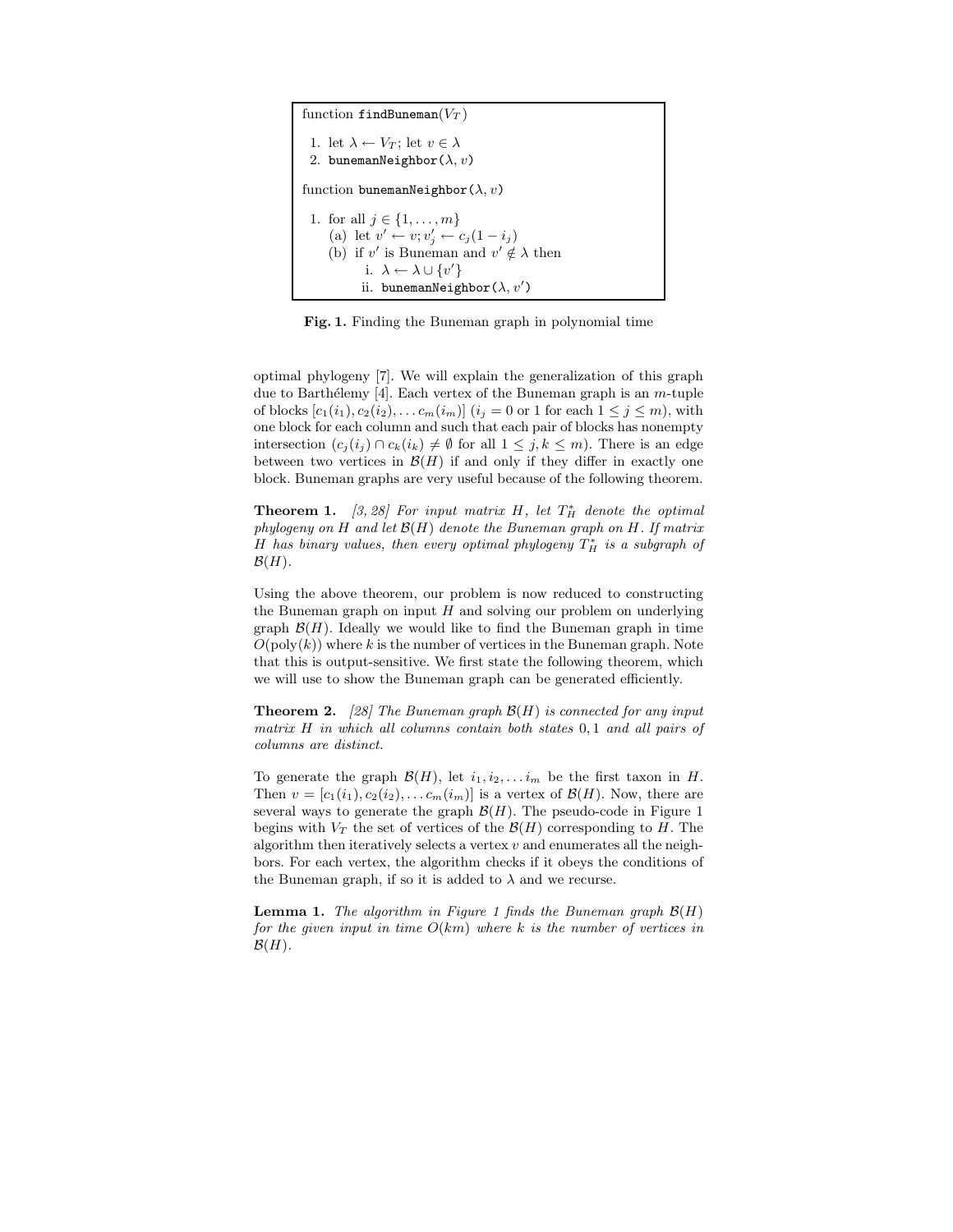```
function findBuneman(V_T)

 1. let λ ← V_T; let v ∈ λ
 2. bunemanNeighbor(λ, v)

function bunemanNeighbor(λ, v)

 1. for all j ∈ {1, ..., m}
    (a) let v' ← v; v'_j ← c_j(1 − i_j)
    (b) if v' is Buneman and v' ∉ λ then
        i. λ ← λ ∪ {v'}
        ii. bunemanNeighbor(λ, v')
```

**Fig. 1.** Finding the Buneman graph in polynomial time

optimal phylogeny [7]. We will explain the generalization of this graph due to Barthélemy [4]. Each vertex of the Buneman graph is an $m$-tuple of blocks $[c_1(i_1), c_2(i_2), \ldots c_m(i_m)]$ ($i_j = 0$ or 1 for each $1 \leq j \leq m$), with one block for each column and such that each pair of blocks has nonempty intersection ($c_j(i_j) \cap c_k(i_k) \neq \emptyset$ for all $1 \leq j, k \leq m$). There is an edge between two vertices in $\mathcal{B}(H)$ if and only if they differ in exactly one block. Buneman graphs are very useful because of the following theorem.

**Theorem 1.** *[3, 28] For input matrix $H$, let $T^*_H$ denote the optimal phylogeny on $H$ and let $\mathcal{B}(H)$ denote the Buneman graph on $H$. If matrix $H$ has binary values, then every optimal phylogeny $T^*_H$ is a subgraph of $\mathcal{B}(H)$.*

Using the above theorem, our problem is now reduced to constructing the Buneman graph on input $H$ and solving our problem on underlying graph $\mathcal{B}(H)$. Ideally we would like to find the Buneman graph in time $O(\text{poly}(k))$ where $k$ is the number of vertices in the Buneman graph. Note that this is output-sensitive. We first state the following theorem, which we will use to show the Buneman graph can be generated efficiently.

**Theorem 2.** *[28] The Buneman graph $\mathcal{B}(H)$ is connected for any input matrix $H$ in which all columns contain both states 0, 1 and all pairs of columns are distinct.*

To generate the graph $\mathcal{B}(H)$, let $i_1, i_2, \ldots i_m$ be the first taxon in $H$. Then $v = [c_1(i_1), c_2(i_2), \ldots c_m(i_m)]$ is a vertex of $\mathcal{B}(H)$. Now, there are several ways to generate the graph $\mathcal{B}(H)$. The pseudo-code in Figure 1 begins with $V_T$ the set of vertices of the $\mathcal{B}(H)$ corresponding to $H$. The algorithm then iteratively selects a vertex $v$ and enumerates all the neighbors. For each vertex, the algorithm checks if it obeys the conditions of the Buneman graph, if so it is added to $\lambda$ and we recurse.

**Lemma 1.** *The algorithm in Figure 1 finds the Buneman graph $\mathcal{B}(H)$ for the given input in time $O(km)$ where $k$ is the number of vertices in $\mathcal{B}(H)$.*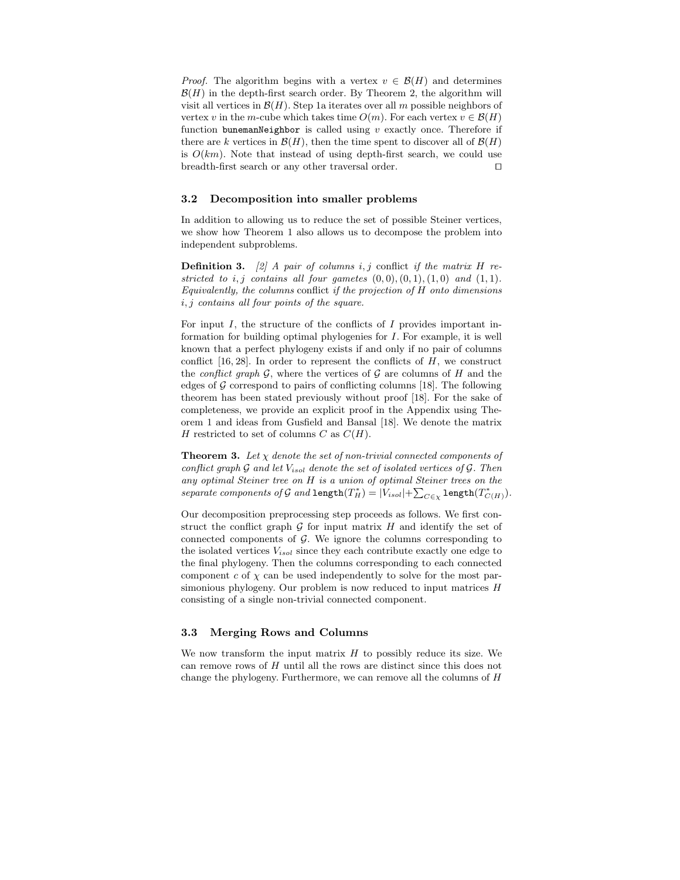*Proof.* The algorithm begins with a vertex $v \in \mathcal{B}(H)$ and determines $\mathcal{B}(H)$ in the depth-first search order. By Theorem 2, the algorithm will visit all vertices in $\mathcal{B}(H)$. Step 1a iterates over all $m$ possible neighbors of vertex $v$ in the $m$-cube which takes time $O(m)$. For each vertex $v \in \mathcal{B}(H)$ function `bunemanNeighbor` is called using $v$ exactly once. Therefore if there are $k$ vertices in $\mathcal{B}(H)$, then the time spent to discover all of $\mathcal{B}(H)$ is $O(km)$. Note that instead of using depth-first search, we could use breadth-first search or any other traversal order. □

### 3.2 Decomposition into smaller problems

In addition to allowing us to reduce the set of possible Steiner vertices, we show how Theorem 1 also allows us to decompose the problem into independent subproblems.

**Definition 3.** *[2] A pair of columns $i, j$* conflict *if the matrix $H$ restricted to $i, j$ contains all four gametes $(0,0), (0,1), (1,0)$ and $(1,1)$. Equivalently, the columns* conflict *if the projection of $H$ onto dimensions $i, j$ contains all four points of the square.*

For input $I$, the structure of the conflicts of $I$ provides important information for building optimal phylogenies for $I$. For example, it is well known that a perfect phylogeny exists if and only if no pair of columns conflict [16, 28]. In order to represent the conflicts of $H$, we construct the *conflict graph* $\mathcal{G}$, where the vertices of $\mathcal{G}$ are columns of $H$ and the edges of $\mathcal{G}$ correspond to pairs of conflicting columns [18]. The following theorem has been stated previously without proof [18]. For the sake of completeness, we provide an explicit proof in the Appendix using Theorem 1 and ideas from Gusfield and Bansal [18]. We denote the matrix $H$ restricted to set of columns $C$ as $C(H)$.

**Theorem 3.** *Let $\chi$ denote the set of non-trivial connected components of conflict graph $\mathcal{G}$ and let $V_{isol}$ denote the set of isolated vertices of $\mathcal{G}$. Then any optimal Steiner tree on $H$ is a union of optimal Steiner trees on the separate components of $\mathcal{G}$ and $\texttt{length}(T^*_H) = |V_{isol}| + \sum_{C \in \chi} \texttt{length}(T^*_{C(H)})$.*

Our decomposition preprocessing step proceeds as follows. We first construct the conflict graph $\mathcal{G}$ for input matrix $H$ and identify the set of connected components of $\mathcal{G}$. We ignore the columns corresponding to the isolated vertices $V_{isol}$ since they each contribute exactly one edge to the final phylogeny. Then the columns corresponding to each connected component $c$ of $\chi$ can be used independently to solve for the most parsimonious phylogeny. Our problem is now reduced to input matrices $H$ consisting of a single non-trivial connected component.

### 3.3 Merging Rows and Columns

We now transform the input matrix $H$ to possibly reduce its size. We can remove rows of $H$ until all the rows are distinct since this does not change the phylogeny. Furthermore, we can remove all the columns of $H$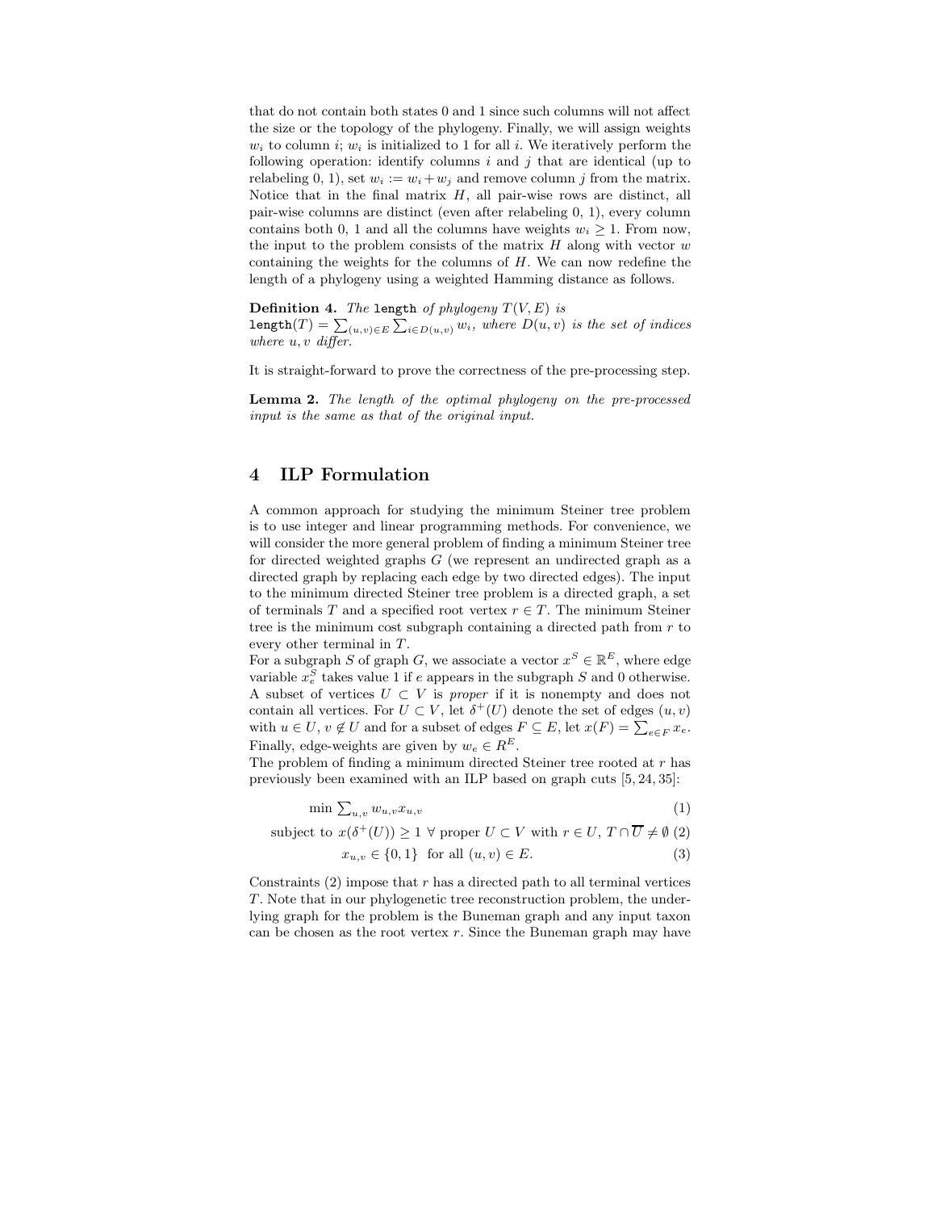that do not contain both states 0 and 1 since such columns will not affect the size or the topology of the phylogeny. Finally, we will assign weights $w_i$ to column $i$; $w_i$ is initialized to 1 for all $i$. We iteratively perform the following operation: identify columns $i$ and $j$ that are identical (up to relabeling 0, 1), set $w_i := w_i + w_j$ and remove column $j$ from the matrix. Notice that in the final matrix $H$, all pair-wise rows are distinct, all pair-wise columns are distinct (even after relabeling 0, 1), every column contains both 0, 1 and all the columns have weights $w_i \geq 1$. From now, the input to the problem consists of the matrix $H$ along with vector $w$ containing the weights for the columns of $H$. We can now redefine the length of a phylogeny using a weighted Hamming distance as follows.

**Definition 4.** *The* `length` *of phylogeny* $T(V, E)$ *is* $\texttt{length}(T) = \sum_{(u,v)\in E} \sum_{i\in D(u,v)} w_i$, *where* $D(u, v)$ *is the set of indices where* $u, v$ *differ.*

It is straight-forward to prove the correctness of the pre-processing step.

**Lemma 2.** *The length of the optimal phylogeny on the pre-processed input is the same as that of the original input.*

## 4 ILP Formulation

A common approach for studying the minimum Steiner tree problem is to use integer and linear programming methods. For convenience, we will consider the more general problem of finding a minimum Steiner tree for directed weighted graphs $G$ (we represent an undirected graph as a directed graph by replacing each edge by two directed edges). The input to the minimum directed Steiner tree problem is a directed graph, a set of terminals $T$ and a specified root vertex $r \in T$. The minimum Steiner tree is the minimum cost subgraph containing a directed path from $r$ to every other terminal in $T$.

For a subgraph $S$ of graph $G$, we associate a vector $x^S \in \mathbb{R}^E$, where edge variable $x^S_e$ takes value 1 if $e$ appears in the subgraph $S$ and 0 otherwise. A subset of vertices $U \subset V$ is *proper* if it is nonempty and does not contain all vertices. For $U \subset V$, let $\delta^+(U)$ denote the set of edges $(u, v)$ with $u \in U$, $v \notin U$ and for a subset of edges $F \subseteq E$, let $x(F) = \sum_{e\in F} x_e$. Finally, edge-weights are given by $w_e \in R^E$.

The problem of finding a minimum directed Steiner tree rooted at $r$ has previously been examined with an ILP based on graph cuts [5, 24, 35]:

$$\min \textstyle\sum_{u,v} w_{u,v} x_{u,v} \tag{1}$$

$$\text{subject to } x(\delta^+(U)) \geq 1 \ \forall \text{ proper } U \subset V \text{ with } r \in U,\ T \cap \overline{U} \neq \emptyset \tag{2}$$

$$x_{u,v} \in \{0, 1\} \ \text{ for all } (u, v) \in E. \tag{3}$$

Constraints (2) impose that $r$ has a directed path to all terminal vertices $T$. Note that in our phylogenetic tree reconstruction problem, the underlying graph for the problem is the Buneman graph and any input taxon can be chosen as the root vertex $r$. Since the Buneman graph may have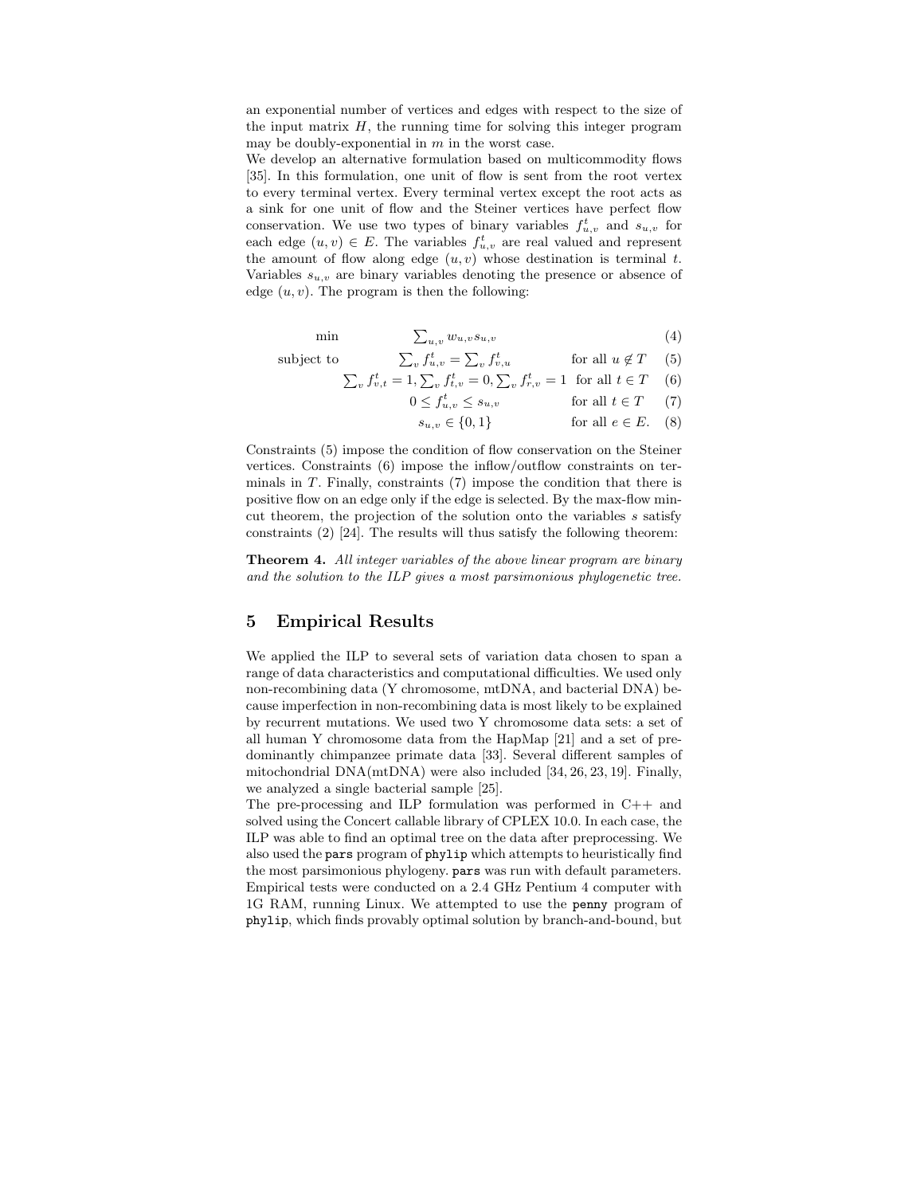an exponential number of vertices and edges with respect to the size of the input matrix $H$, the running time for solving this integer program may be doubly-exponential in $m$ in the worst case.

We develop an alternative formulation based on multicommodity flows [35]. In this formulation, one unit of flow is sent from the root vertex to every terminal vertex. Every terminal vertex except the root acts as a sink for one unit of flow and the Steiner vertices have perfect flow conservation. We use two types of binary variables $f^t_{u,v}$ and $s_{u,v}$ for each edge $(u, v) \in E$. The variables $f^t_{u,v}$ are real valued and represent the amount of flow along edge $(u, v)$ whose destination is terminal $t$. Variables $s_{u,v}$ are binary variables denoting the presence or absence of edge $(u, v)$. The program is then the following:

$$\min \quad \sum_{u,v} w_{u,v} s_{u,v} \qquad (4)$$

$$\text{subject to} \quad \sum_v f^t_{u,v} = \sum_v f^t_{v,u} \quad \text{for all } u \notin T \qquad (5)$$

$$\sum_v f^t_{v,t} = 1, \sum_v f^t_{t,v} = 0, \sum_v f^t_{r,v} = 1 \quad \text{for all } t \in T \qquad (6)$$

$$0 \leq f^t_{u,v} \leq s_{u,v} \quad \text{for all } t \in T \qquad (7)$$

$$s_{u,v} \in \{0, 1\} \quad \text{for all } e \in E. \qquad (8)$$

Constraints (5) impose the condition of flow conservation on the Steiner vertices. Constraints (6) impose the inflow/outflow constraints on terminals in $T$. Finally, constraints (7) impose the condition that there is positive flow on an edge only if the edge is selected. By the max-flow min-cut theorem, the projection of the solution onto the variables $s$ satisfy constraints (2) [24]. The results will thus satisfy the following theorem:

**Theorem 4.** *All integer variables of the above linear program are binary and the solution to the ILP gives a most parsimonious phylogenetic tree.*

## 5 Empirical Results

We applied the ILP to several sets of variation data chosen to span a range of data characteristics and computational difficulties. We used only non-recombining data (Y chromosome, mtDNA, and bacterial DNA) because imperfection in non-recombining data is most likely to be explained by recurrent mutations. We used two Y chromosome data sets: a set of all human Y chromosome data from the HapMap [21] and a set of predominantly chimpanzee primate data [33]. Several different samples of mitochondrial DNA(mtDNA) were also included [34, 26, 23, 19]. Finally, we analyzed a single bacterial sample [25].

The pre-processing and ILP formulation was performed in C++ and solved using the Concert callable library of CPLEX 10.0. In each case, the ILP was able to find an optimal tree on the data after preprocessing. We also used the `pars` program of `phylip` which attempts to heuristically find the most parsimonious phylogeny. `pars` was run with default parameters. Empirical tests were conducted on a 2.4 GHz Pentium 4 computer with 1G RAM, running Linux. We attempted to use the `penny` program of `phylip`, which finds provably optimal solution by branch-and-bound, but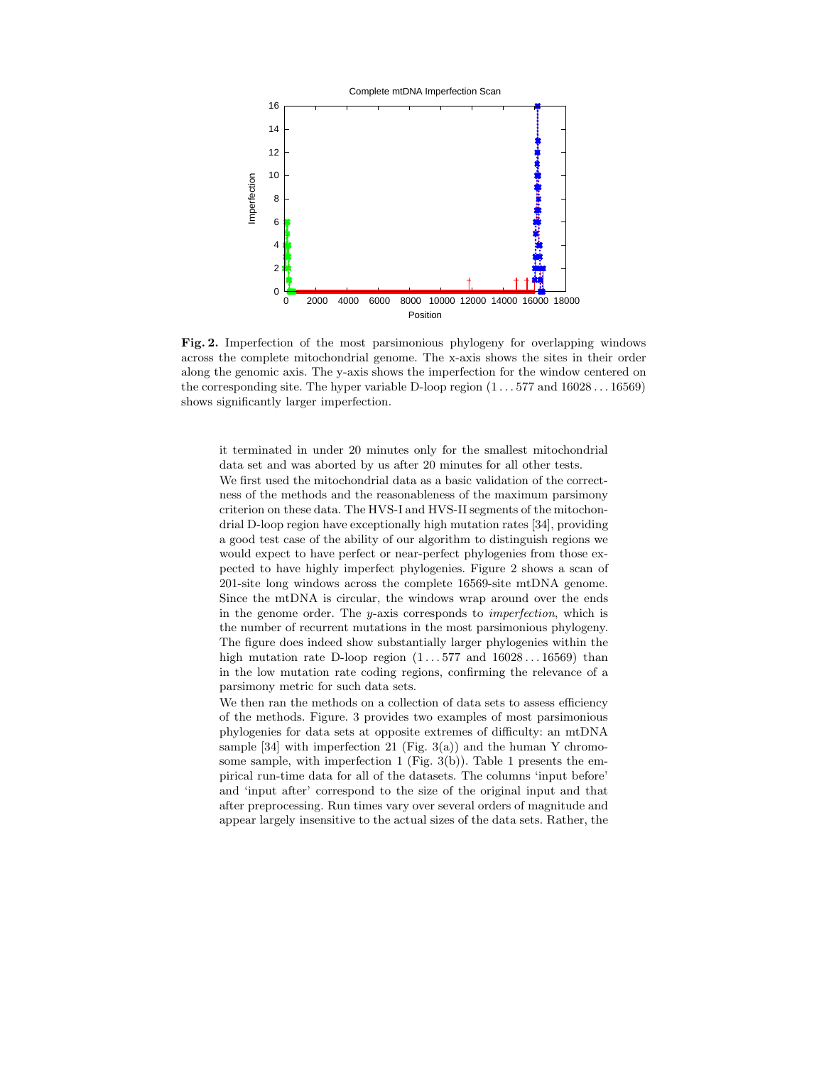**Fig. 2.** Imperfection of the most parsimonious phylogeny for overlapping windows across the complete mitochondrial genome. The x-axis shows the sites in their order along the genomic axis. The y-axis shows the imperfection for the window centered on the corresponding site. The hyper variable D-loop region ($1 \ldots 577$ and $16028 \ldots 16569$) shows significantly larger imperfection.

it terminated in under 20 minutes only for the smallest mitochondrial data set and was aborted by us after 20 minutes for all other tests.

We first used the mitochondrial data as a basic validation of the correctness of the methods and the reasonableness of the maximum parsimony criterion on these data. The HVS-I and HVS-II segments of the mitochondrial D-loop region have exceptionally high mutation rates [34], providing a good test case of the ability of our algorithm to distinguish regions we would expect to have perfect or near-perfect phylogenies from those expected to have highly imperfect phylogenies. Figure 2 shows a scan of 201-site long windows across the complete 16569-site mtDNA genome. Since the mtDNA is circular, the windows wrap around over the ends in the genome order. The $y$-axis corresponds to *imperfection*, which is the number of recurrent mutations in the most parsimonious phylogeny. The figure does indeed show substantially larger phylogenies within the high mutation rate D-loop region ($1 \ldots 577$ and $16028 \ldots 16569$) than in the low mutation rate coding regions, confirming the relevance of a parsimony metric for such data sets.

We then ran the methods on a collection of data sets to assess efficiency of the methods. Figure. 3 provides two examples of most parsimonious phylogenies for data sets at opposite extremes of difficulty: an mtDNA sample [34] with imperfection 21 (Fig. 3(a)) and the human Y chromosome sample, with imperfection 1 (Fig. 3(b)). Table 1 presents the empirical run-time data for all of the datasets. The columns 'input before' and 'input after' correspond to the size of the original input and that after preprocessing. Run times vary over several orders of magnitude and appear largely insensitive to the actual sizes of the data sets. Rather, the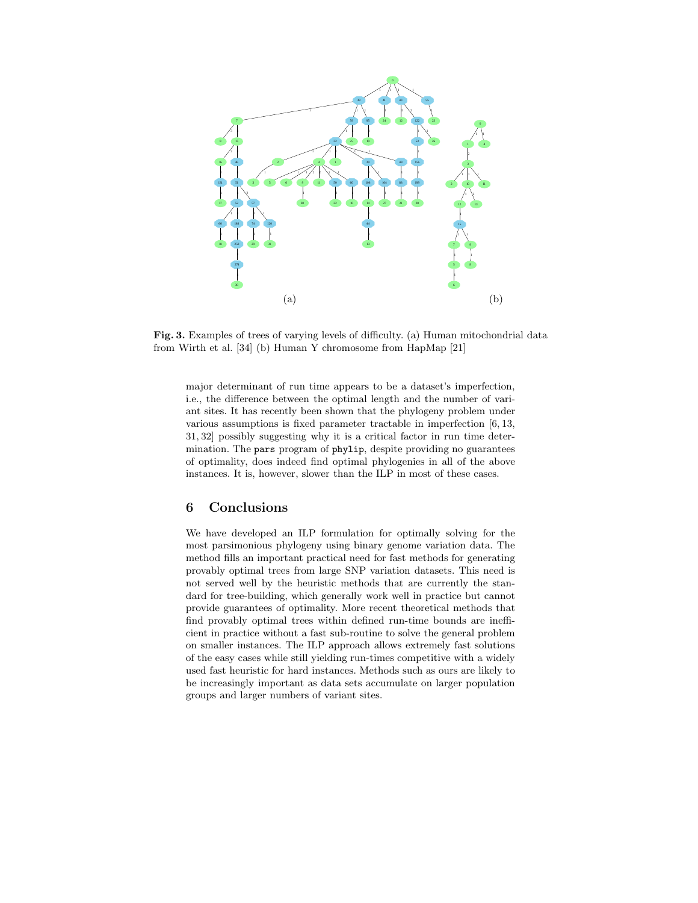(a) (b)

**Fig. 3.** Examples of trees of varying levels of difficulty. (a) Human mitochondrial data from Wirth et al. [34] (b) Human Y chromosome from HapMap [21]

major determinant of run time appears to be a dataset's imperfection, i.e., the difference between the optimal length and the number of variant sites. It has recently been shown that the phylogeny problem under various assumptions is fixed parameter tractable in imperfection [6, 13, 31, 32] possibly suggesting why it is a critical factor in run time determination. The `pars` program of `phylip`, despite providing no guarantees of optimality, does indeed find optimal phylogenies in all of the above instances. It is, however, slower than the ILP in most of these cases.

## 6 Conclusions

We have developed an ILP formulation for optimally solving for the most parsimonious phylogeny using binary genome variation data. The method fills an important practical need for fast methods for generating provably optimal trees from large SNP variation datasets. This need is not served well by the heuristic methods that are currently the standard for tree-building, which generally work well in practice but cannot provide guarantees of optimality. More recent theoretical methods that find provably optimal trees within defined run-time bounds are inefficient in practice without a fast sub-routine to solve the general problem on smaller instances. The ILP approach allows extremely fast solutions of the easy cases while still yielding run-times competitive with a widely used fast heuristic for hard instances. Methods such as ours are likely to be increasingly important as data sets accumulate on larger population groups and larger numbers of variant sites.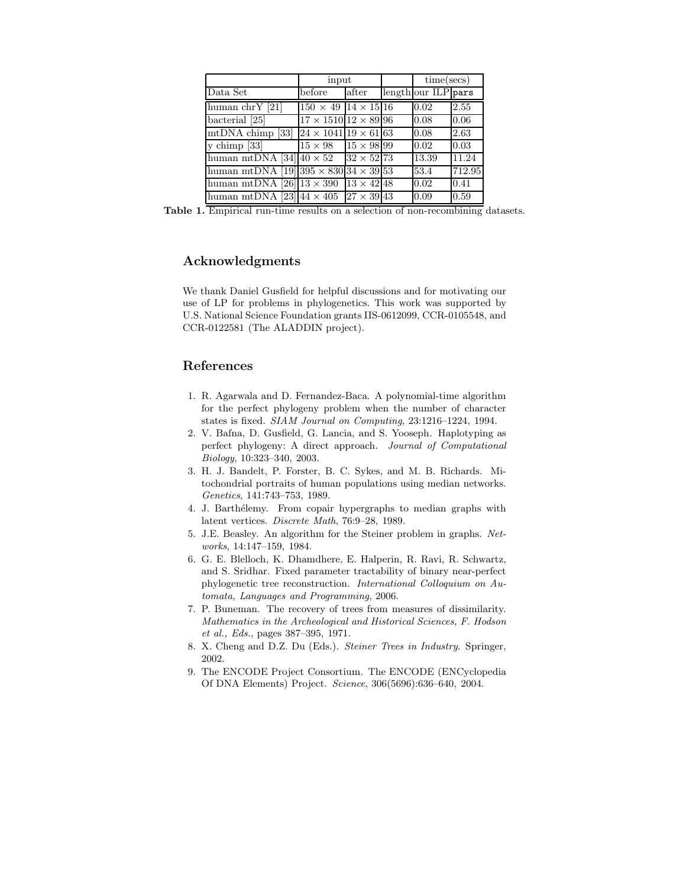| | input | | | time(secs) | |
|---|---|---|---|---|---|
| Data Set | before | after | length | our ILP | `pars` |
| human chrY [21] | $150 \times 49$ | $14 \times 15$ | 16 | 0.02 | 2.55 |
| bacterial [25] | $17 \times 1510$ | $12 \times 89$ | 96 | 0.08 | 0.06 |
| mtDNA chimp [33] | $24 \times 1041$ | $19 \times 61$ | 63 | 0.08 | 2.63 |
| y chimp [33] | $15 \times 98$ | $15 \times 98$ | 99 | 0.02 | 0.03 |
| human mtDNA [34] | $40 \times 52$ | $32 \times 52$ | 73 | 13.39 | 11.24 |
| human mtDNA [19] | $395 \times 830$ | $34 \times 39$ | 53 | 53.4 | 712.95 |
| human mtDNA [26] | $13 \times 390$ | $13 \times 42$ | 48 | 0.02 | 0.41 |
| human mtDNA [23] | $44 \times 405$ | $27 \times 39$ | 43 | 0.09 | 0.59 |

**Table 1.** Empirical run-time results on a selection of non-recombining datasets.

## Acknowledgments

We thank Daniel Gusfield for helpful discussions and for motivating our use of LP for problems in phylogenetics. This work was supported by U.S. National Science Foundation grants IIS-0612099, CCR-0105548, and CCR-0122581 (The ALADDIN project).

## References

1. R. Agarwala and D. Fernandez-Baca. A polynomial-time algorithm for the perfect phylogeny problem when the number of character states is fixed. *SIAM Journal on Computing*, 23:1216–1224, 1994.
2. V. Bafna, D. Gusfield, G. Lancia, and S. Yooseph. Haplotyping as perfect phylogeny: A direct approach. *Journal of Computational Biology*, 10:323–340, 2003.
3. H. J. Bandelt, P. Forster, B. C. Sykes, and M. B. Richards. Mitochondrial portraits of human populations using median networks. *Genetics*, 141:743–753, 1989.
4. J. Barthélemy. From copair hypergraphs to median graphs with latent vertices. *Discrete Math*, 76:9–28, 1989.
5. J.E. Beasley. An algorithm for the Steiner problem in graphs. *Networks*, 14:147–159, 1984.
6. G. E. Blelloch, K. Dhamdhere, E. Halperin, R. Ravi, R. Schwartz, and S. Sridhar. Fixed parameter tractability of binary near-perfect phylogenetic tree reconstruction. *International Colloquium on Automata, Languages and Programming*, 2006.
7. P. Buneman. The recovery of trees from measures of dissimilarity. *Mathematics in the Archeological and Historical Sciences, F. Hodson et al., Eds.*, pages 387–395, 1971.
8. X. Cheng and D.Z. Du (Eds.). *Steiner Trees in Industry*. Springer, 2002.
9. The ENCODE Project Consortium. The ENCODE (ENCyclopedia Of DNA Elements) Project. *Science*, 306(5696):636–640, 2004.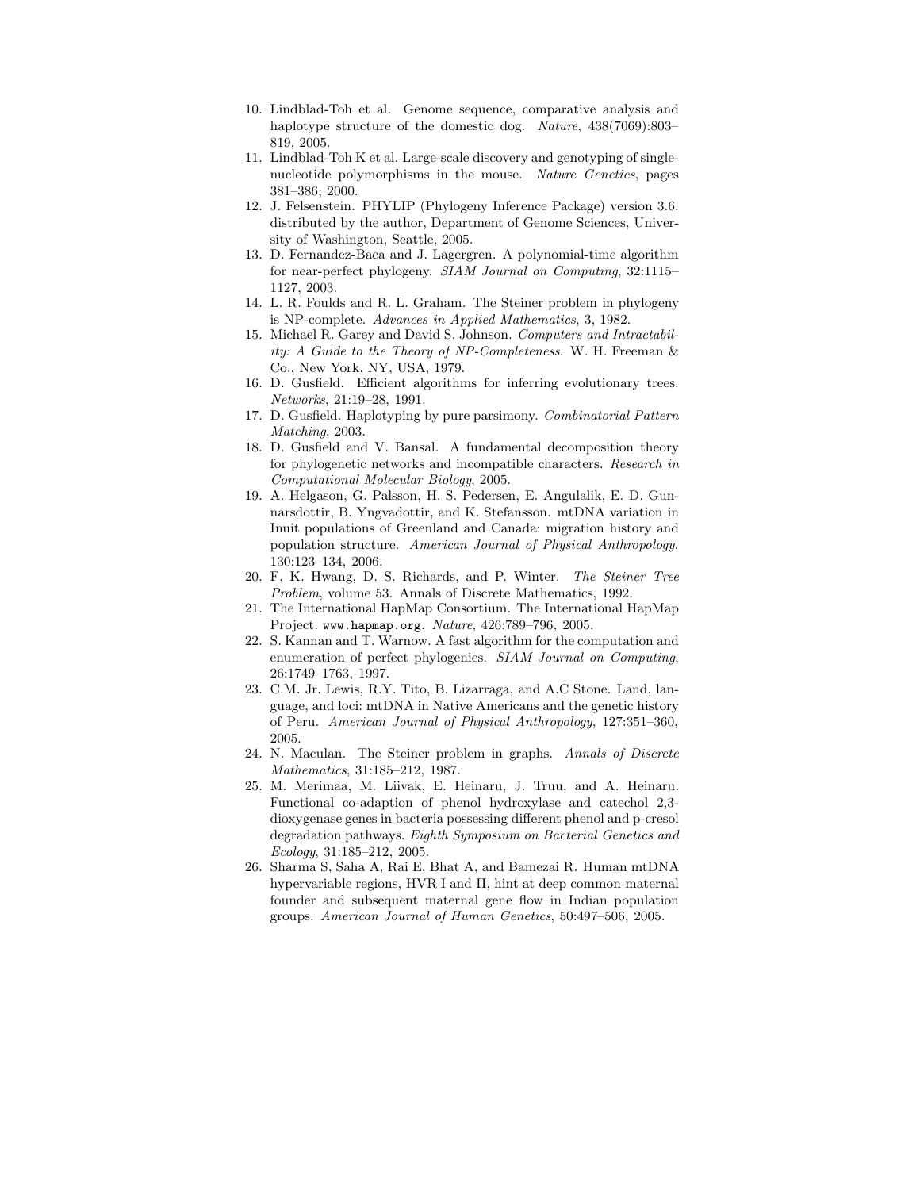10. Lindblad-Toh et al. Genome sequence, comparative analysis and haplotype structure of the domestic dog. *Nature*, 438(7069):803–819, 2005.
11. Lindblad-Toh K et al. Large-scale discovery and genotyping of single-nucleotide polymorphisms in the mouse. *Nature Genetics*, pages 381–386, 2000.
12. J. Felsenstein. PHYLIP (Phylogeny Inference Package) version 3.6. distributed by the author, Department of Genome Sciences, University of Washington, Seattle, 2005.
13. D. Fernandez-Baca and J. Lagergren. A polynomial-time algorithm for near-perfect phylogeny. *SIAM Journal on Computing*, 32:1115–1127, 2003.
14. L. R. Foulds and R. L. Graham. The Steiner problem in phylogeny is NP-complete. *Advances in Applied Mathematics*, 3, 1982.
15. Michael R. Garey and David S. Johnson. *Computers and Intractability: A Guide to the Theory of NP-Completeness.* W. H. Freeman & Co., New York, NY, USA, 1979.
16. D. Gusfield. Efficient algorithms for inferring evolutionary trees. *Networks*, 21:19–28, 1991.
17. D. Gusfield. Haplotyping by pure parsimony. *Combinatorial Pattern Matching*, 2003.
18. D. Gusfield and V. Bansal. A fundamental decomposition theory for phylogenetic networks and incompatible characters. *Research in Computational Molecular Biology*, 2005.
19. A. Helgason, G. Palsson, H. S. Pedersen, E. Angulalik, E. D. Gunnarsdottir, B. Yngvadottir, and K. Stefansson. mtDNA variation in Inuit populations of Greenland and Canada: migration history and population structure. *American Journal of Physical Anthropology*, 130:123–134, 2006.
20. F. K. Hwang, D. S. Richards, and P. Winter. *The Steiner Tree Problem*, volume 53. Annals of Discrete Mathematics, 1992.
21. The International HapMap Consortium. The International HapMap Project. `www.hapmap.org`. *Nature*, 426:789–796, 2005.
22. S. Kannan and T. Warnow. A fast algorithm for the computation and enumeration of perfect phylogenies. *SIAM Journal on Computing*, 26:1749–1763, 1997.
23. C.M. Jr. Lewis, R.Y. Tito, B. Lizarraga, and A.C Stone. Land, language, and loci: mtDNA in Native Americans and the genetic history of Peru. *American Journal of Physical Anthropology*, 127:351–360, 2005.
24. N. Maculan. The Steiner problem in graphs. *Annals of Discrete Mathematics*, 31:185–212, 1987.
25. M. Merimaa, M. Liivak, E. Heinaru, J. Truu, and A. Heinaru. Functional co-adaption of phenol hydroxylase and catechol 2,3-dioxygenase genes in bacteria possessing different phenol and p-cresol degradation pathways. *Eighth Symposium on Bacterial Genetics and Ecology*, 31:185–212, 2005.
26. Sharma S, Saha A, Rai E, Bhat A, and Bamezai R. Human mtDNA hypervariable regions, HVR I and II, hint at deep common maternal founder and subsequent maternal gene flow in Indian population groups. *American Journal of Human Genetics*, 50:497–506, 2005.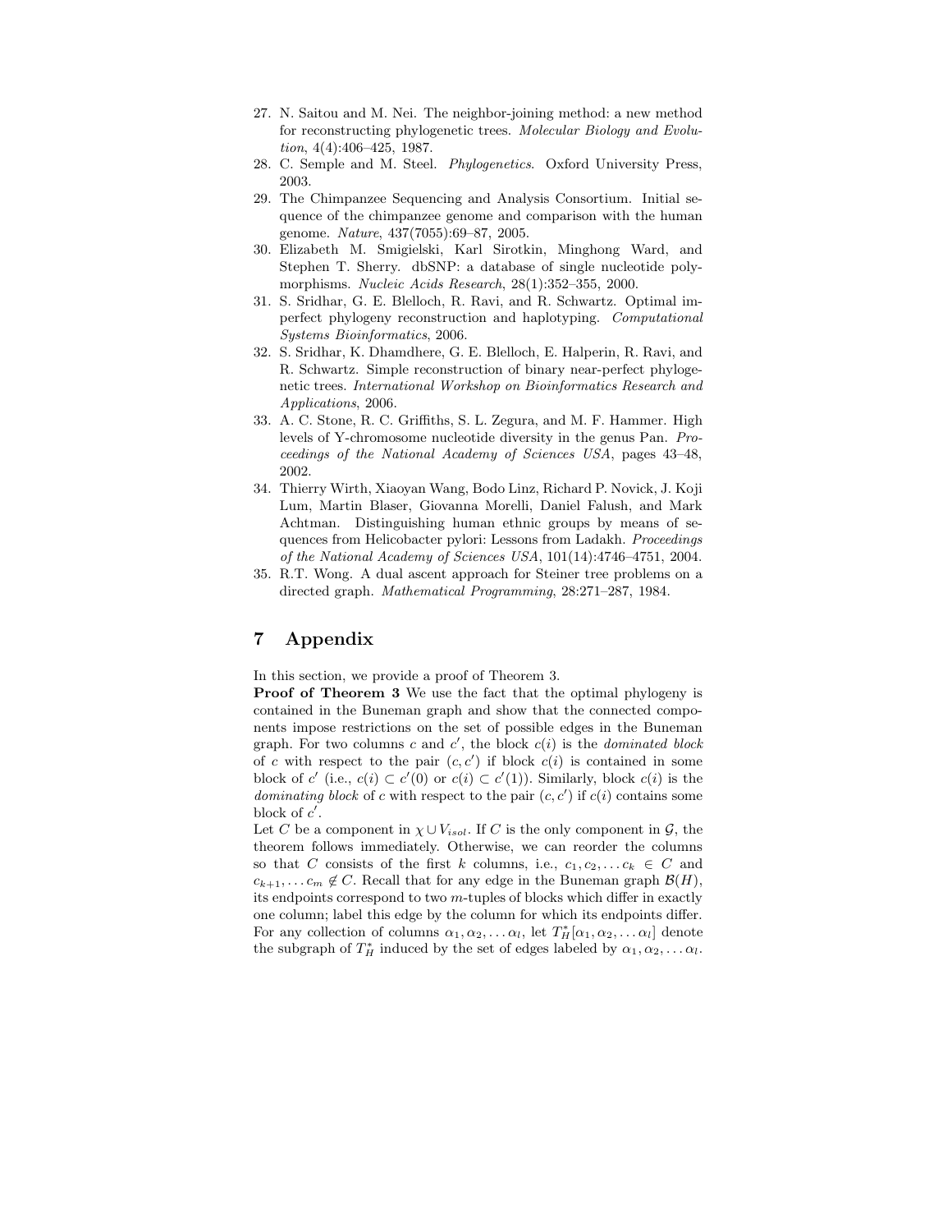27. N. Saitou and M. Nei. The neighbor-joining method: a new method for reconstructing phylogenetic trees. *Molecular Biology and Evolution*, 4(4):406–425, 1987.
28. C. Semple and M. Steel. *Phylogenetics*. Oxford University Press, 2003.
29. The Chimpanzee Sequencing and Analysis Consortium. Initial sequence of the chimpanzee genome and comparison with the human genome. *Nature*, 437(7055):69–87, 2005.
30. Elizabeth M. Smigielski, Karl Sirotkin, Minghong Ward, and Stephen T. Sherry. dbSNP: a database of single nucleotide polymorphisms. *Nucleic Acids Research*, 28(1):352–355, 2000.
31. S. Sridhar, G. E. Blelloch, R. Ravi, and R. Schwartz. Optimal imperfect phylogeny reconstruction and haplotyping. *Computational Systems Bioinformatics*, 2006.
32. S. Sridhar, K. Dhamdhere, G. E. Blelloch, E. Halperin, R. Ravi, and R. Schwartz. Simple reconstruction of binary near-perfect phylogenetic trees. *International Workshop on Bioinformatics Research and Applications*, 2006.
33. A. C. Stone, R. C. Griffiths, S. L. Zegura, and M. F. Hammer. High levels of Y-chromosome nucleotide diversity in the genus Pan. *Proceedings of the National Academy of Sciences USA*, pages 43–48, 2002.
34. Thierry Wirth, Xiaoyan Wang, Bodo Linz, Richard P. Novick, J. Koji Lum, Martin Blaser, Giovanna Morelli, Daniel Falush, and Mark Achtman. Distinguishing human ethnic groups by means of sequences from Helicobacter pylori: Lessons from Ladakh. *Proceedings of the National Academy of Sciences USA*, 101(14):4746–4751, 2004.
35. R.T. Wong. A dual ascent approach for Steiner tree problems on a directed graph. *Mathematical Programming*, 28:271–287, 1984.

# 7 Appendix

In this section, we provide a proof of Theorem 3.

**Proof of Theorem 3** We use the fact that the optimal phylogeny is contained in the Buneman graph and show that the connected components impose restrictions on the set of possible edges in the Buneman graph. For two columns $c$ and $c'$, the block $c(i)$ is the *dominated block* of $c$ with respect to the pair $(c, c')$ if block $c(i)$ is contained in some block of $c'$ (i.e., $c(i) \subset c'(0)$ or $c(i) \subset c'(1)$). Similarly, block $c(i)$ is the *dominating block* of $c$ with respect to the pair $(c, c')$ if $c(i)$ contains some block of $c'$.

Let $C$ be a component in $\chi \cup V_{isol}$. If $C$ is the only component in $\mathcal{G}$, the theorem follows immediately. Otherwise, we can reorder the columns so that $C$ consists of the first $k$ columns, i.e., $c_1, c_2, \ldots c_k \in C$ and $c_{k+1}, \ldots c_m \notin C$. Recall that for any edge in the Buneman graph $\mathcal{B}(H)$, its endpoints correspond to two $m$-tuples of blocks which differ in exactly one column; label this edge by the column for which its endpoints differ. For any collection of columns $\alpha_1, \alpha_2, \ldots \alpha_l$, let $T^*_H[\alpha_1, \alpha_2, \ldots \alpha_l]$ denote the subgraph of $T^*_H$ induced by the set of edges labeled by $\alpha_1, \alpha_2, \ldots \alpha_l$.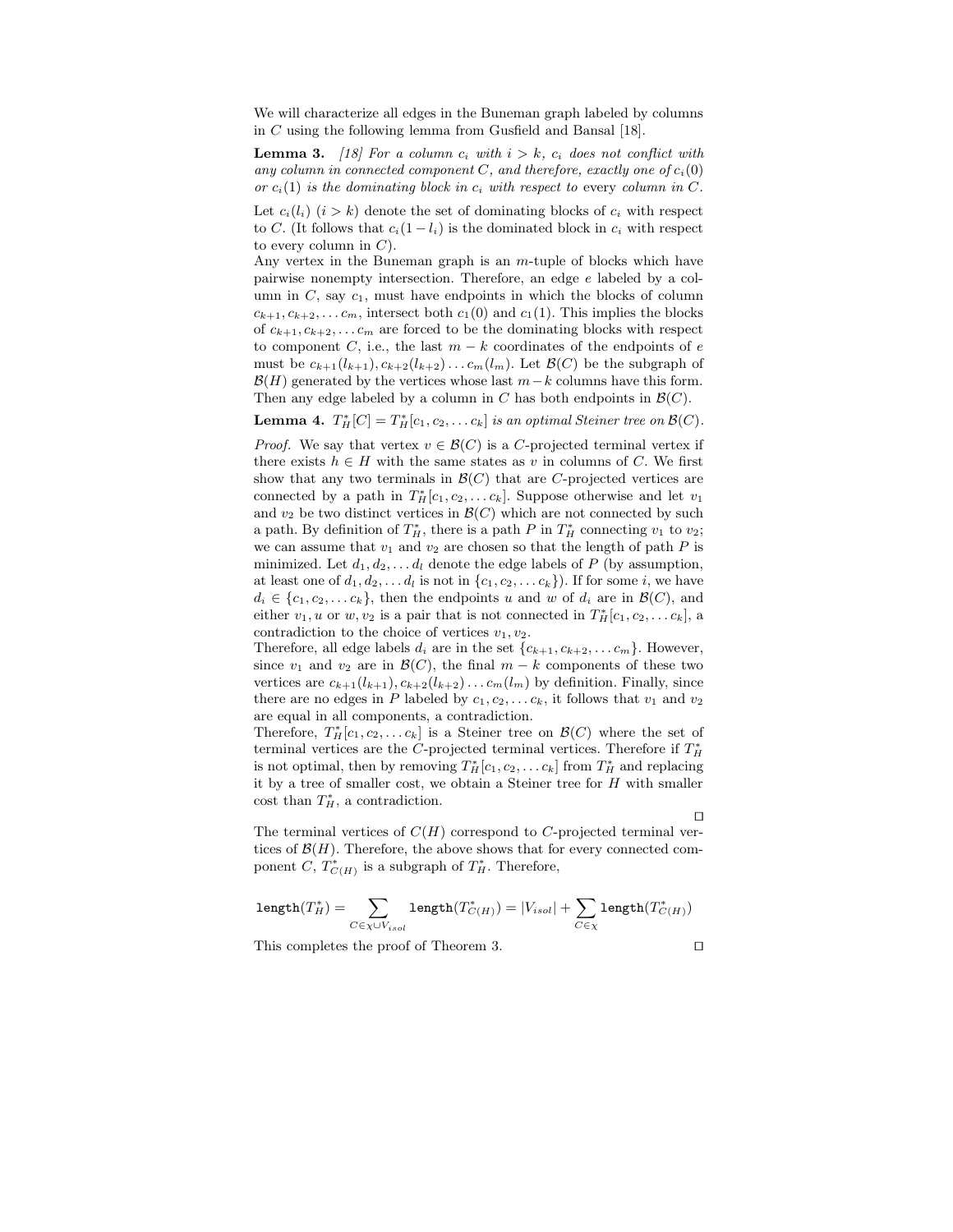We will characterize all edges in the Buneman graph labeled by columns in $C$ using the following lemma from Gusfield and Bansal [18].

**Lemma 3.** *[18] For a column $c_i$ with $i > k$, $c_i$ does not conflict with any column in connected component $C$, and therefore, exactly one of $c_i(0)$ or $c_i(1)$ is the dominating block in $c_i$ with respect to every column in $C$.*

Let $c_i(l_i)$ $(i > k)$ denote the set of dominating blocks of $c_i$ with respect to $C$. (It follows that $c_i(1 - l_i)$ is the dominated block in $c_i$ with respect to every column in $C$).

Any vertex in the Buneman graph is an $m$-tuple of blocks which have pairwise nonempty intersection. Therefore, an edge $e$ labeled by a column in $C$, say $c_1$, must have endpoints in which the blocks of column $c_{k+1}, c_{k+2}, \ldots c_m$, intersect both $c_1(0)$ and $c_1(1)$. This implies the blocks of $c_{k+1}, c_{k+2}, \ldots c_m$ are forced to be the dominating blocks with respect to component $C$, i.e., the last $m-k$ coordinates of the endpoints of $e$ must be $c_{k+1}(l_{k+1}), c_{k+2}(l_{k+2}) \ldots c_m(l_m)$. Let $\mathcal{B}(C)$ be the subgraph of $\mathcal{B}(H)$ generated by the vertices whose last $m-k$ columns have this form. Then any edge labeled by a column in $C$ has both endpoints in $\mathcal{B}(C)$.

**Lemma 4.** *$T^*_H[C] = T^*_H[c_1, c_2, \ldots c_k]$ is an optimal Steiner tree on $\mathcal{B}(C)$.*

*Proof.* We say that vertex $v \in \mathcal{B}(C)$ is a $C$-projected terminal vertex if there exists $h \in H$ with the same states as $v$ in columns of $C$. We first show that any two terminals in $\mathcal{B}(C)$ that are $C$-projected vertices are connected by a path in $T^*_H[c_1, c_2, \ldots c_k]$. Suppose otherwise and let $v_1$ and $v_2$ be two distinct vertices in $\mathcal{B}(C)$ which are not connected by such a path. By definition of $T^*_H$, there is a path $P$ in $T^*_H$ connecting $v_1$ to $v_2$; we can assume that $v_1$ and $v_2$ are chosen so that the length of path $P$ is minimized. Let $d_1, d_2, \ldots d_l$ denote the edge labels of $P$ (by assumption, at least one of $d_1, d_2, \ldots d_l$ is not in $\{c_1, c_2, \ldots c_k\}$). If for some $i$, we have $d_i \in \{c_1, c_2, \ldots c_k\}$, then the endpoints $u$ and $w$ of $d_i$ are in $\mathcal{B}(C)$, and either $v_1, u$ or $w, v_2$ is a pair that is not connected in $T^*_H[c_1, c_2, \ldots c_k]$, a contradiction to the choice of vertices $v_1, v_2$.

Therefore, all edge labels $d_i$ are in the set $\{c_{k+1}, c_{k+2}, \ldots c_m\}$. However, since $v_1$ and $v_2$ are in $\mathcal{B}(C)$, the final $m-k$ components of these two vertices are $c_{k+1}(l_{k+1}), c_{k+2}(l_{k+2}) \ldots c_m(l_m)$ by definition. Finally, since there are no edges in $P$ labeled by $c_1, c_2, \ldots c_k$, it follows that $v_1$ and $v_2$ are equal in all components, a contradiction.

Therefore, $T^*_H[c_1, c_2, \ldots c_k]$ is a Steiner tree on $\mathcal{B}(C)$ where the set of terminal vertices are the $C$-projected terminal vertices. Therefore if $T^*_H$ is not optimal, then by removing $T^*_H[c_1, c_2, \ldots c_k]$ from $T^*_H$ and replacing it by a tree of smaller cost, we obtain a Steiner tree for $H$ with smaller cost than $T^*_H$, a contradiction.

□

The terminal vertices of $C(H)$ correspond to $C$-projected terminal vertices of $\mathcal{B}(H)$. Therefore, the above shows that for every connected component $C$, $T^*_{C(H)}$ is a subgraph of $T^*_H$. Therefore,

$$\texttt{length}(T^*_H) = \sum_{C \in \chi \cup V_{isol}} \texttt{length}(T^*_{C(H)}) = |V_{isol}| + \sum_{C \in \chi} \texttt{length}(T^*_{C(H)})$$

This completes the proof of Theorem 3. □